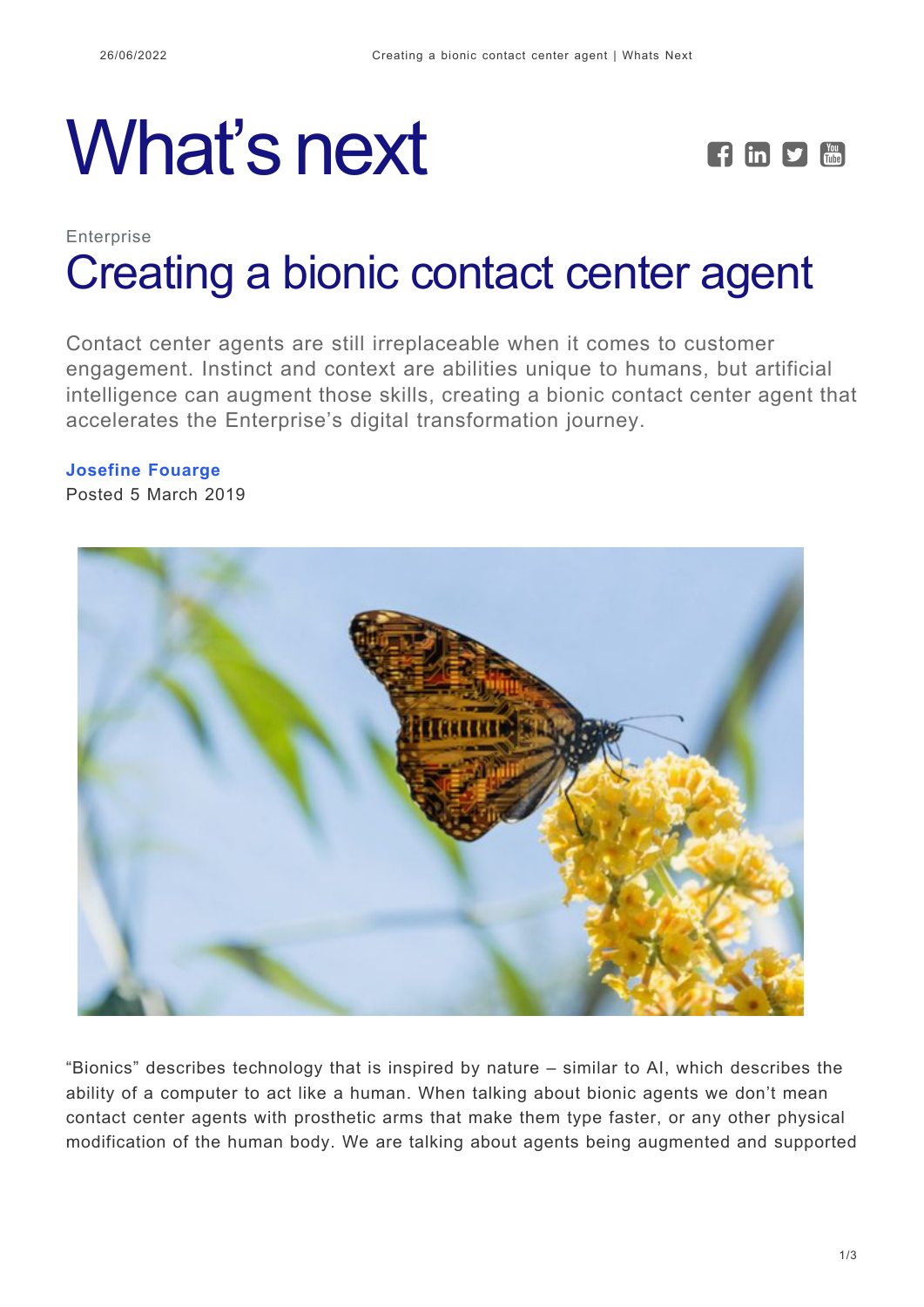# What's next

Enterprise

## Creating a bionic contact center agent

Contact center agents are still irreplaceable when it comes to customer engagement. Instinct and context are abilities unique to humans, but artificial intelligence can augment those skills, creating a bionic contact center agent that accelerates the Enterprise's digital transformation journey.

**Josefine Fouarge**
Posted 5 March 2019

"Bionics" describes technology that is inspired by nature – similar to AI, which describes the ability of a computer to act like a human. When talking about bionic agents we don't mean contact center agents with prosthetic arms that make them type faster, or any other physical modification of the human body. We are talking about agents being augmented and supported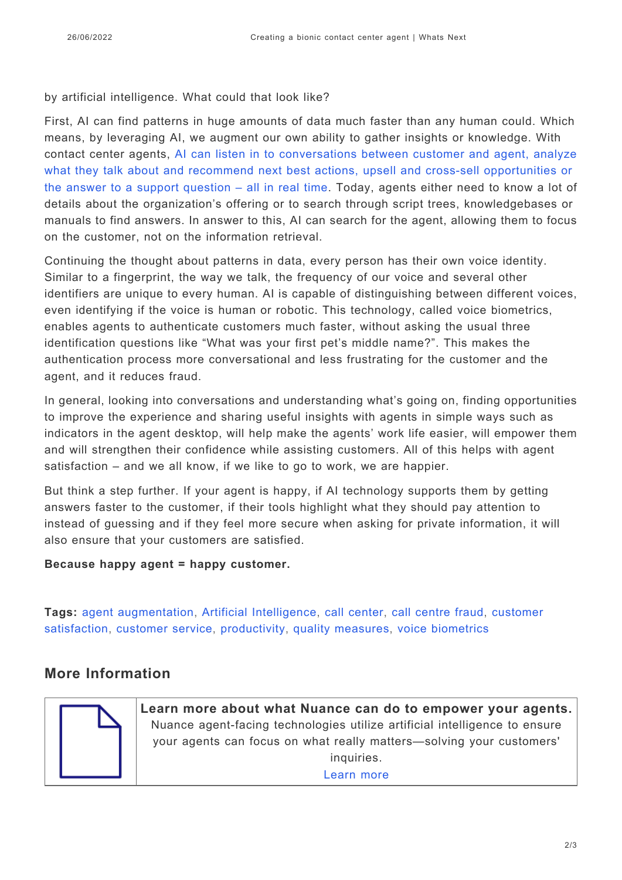by artificial intelligence. What could that look like?

First, AI can find patterns in huge amounts of data much faster than any human could. Which means, by leveraging AI, we augment our own ability to gather insights or knowledge. With contact center agents, AI can listen in to conversations between customer and agent, analyze what they talk about and recommend next best actions, upsell and cross-sell opportunities or the answer to a support question – all in real time. Today, agents either need to know a lot of details about the organization's offering or to search through script trees, knowledgebases or manuals to find answers. In answer to this, AI can search for the agent, allowing them to focus on the customer, not on the information retrieval.

Continuing the thought about patterns in data, every person has their own voice identity. Similar to a fingerprint, the way we talk, the frequency of our voice and several other identifiers are unique to every human. AI is capable of distinguishing between different voices, even identifying if the voice is human or robotic. This technology, called voice biometrics, enables agents to authenticate customers much faster, without asking the usual three identification questions like "What was your first pet's middle name?". This makes the authentication process more conversational and less frustrating for the customer and the agent, and it reduces fraud.

In general, looking into conversations and understanding what's going on, finding opportunities to improve the experience and sharing useful insights with agents in simple ways such as indicators in the agent desktop, will help make the agents' work life easier, will empower them and will strengthen their confidence while assisting customers. All of this helps with agent satisfaction – and we all know, if we like to go to work, we are happier.

But think a step further. If your agent is happy, if AI technology supports them by getting answers faster to the customer, if their tools highlight what they should pay attention to instead of guessing and if they feel more secure when asking for private information, it will also ensure that your customers are satisfied.

**Because happy agent = happy customer.**

**Tags:** agent augmentation, Artificial Intelligence, call center, call centre fraud, customer satisfaction, customer service, productivity, quality measures, voice biometrics

## More Information

**Learn more about what Nuance can do to empower your agents.**

Nuance agent-facing technologies utilize artificial intelligence to ensure your agents can focus on what really matters—solving your customers' inquiries.

Learn more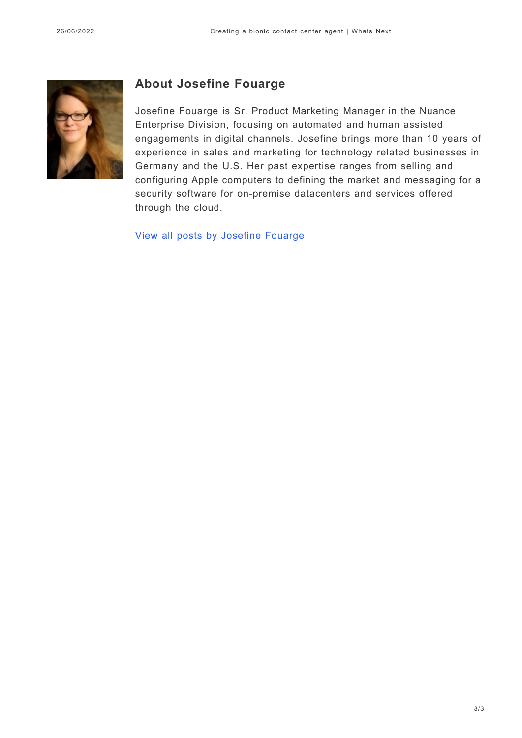## About Josefine Fouarge

Josefine Fouarge is Sr. Product Marketing Manager in the Nuance Enterprise Division, focusing on automated and human assisted engagements in digital channels. Josefine brings more than 10 years of experience in sales and marketing for technology related businesses in Germany and the U.S. Her past expertise ranges from selling and configuring Apple computers to defining the market and messaging for a security software for on-premise datacenters and services offered through the cloud.

View all posts by Josefine Fouarge